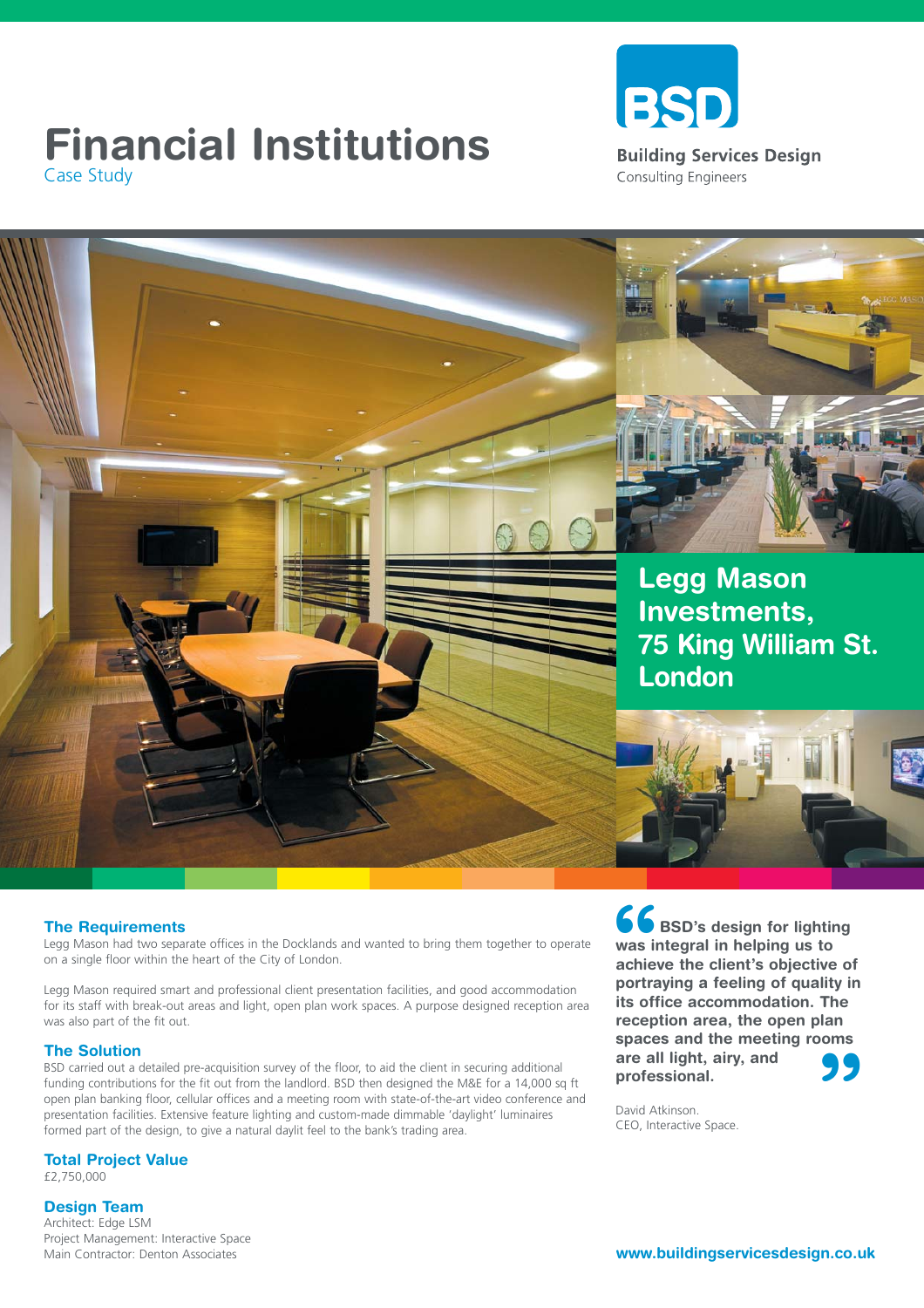# Financial Institutions

Case Study

**BSD**

**Building Services Design**

Consulting Engineers

## Legg Mason Investments, 75 King William St. London

### The Requirements

Legg Mason had two separate offices in the Docklands and wanted to bring them together to operate on a single floor within the heart of the City of London.

Legg Mason required smart and professional client presentation facilities, and good accommodation for its staff with break-out areas and light, open plan work spaces. A purpose designed reception area was also part of the fit out.

### The Solution

BSD carried out a detailed pre-acquisition survey of the floor, to aid the client in securing additional funding contributions for the fit out from the landlord. BSD then designed the M&E for a 14,000 sq ft open plan banking floor, cellular offices and a meeting room with state-of-the-art video conference and presentation facilities. Extensive feature lighting and custom-made dimmable 'daylight' luminaires formed part of the design, to give a natural daylit feel to the bank's trading area.

### Total Project Value

£2,750,000

### Design Team

Architect: Edge LSM
Project Management: Interactive Space
Main Contractor: Denton Associates

> **"BSD's design for lighting was integral in helping us to achieve the client's objective of portraying a feeling of quality in its office accommodation. The reception area, the open plan spaces and the meeting rooms are all light, airy, and professional."**
>
> David Atkinson.
> CEO, Interactive Space.

**www.buildingservicesdesign.co.uk**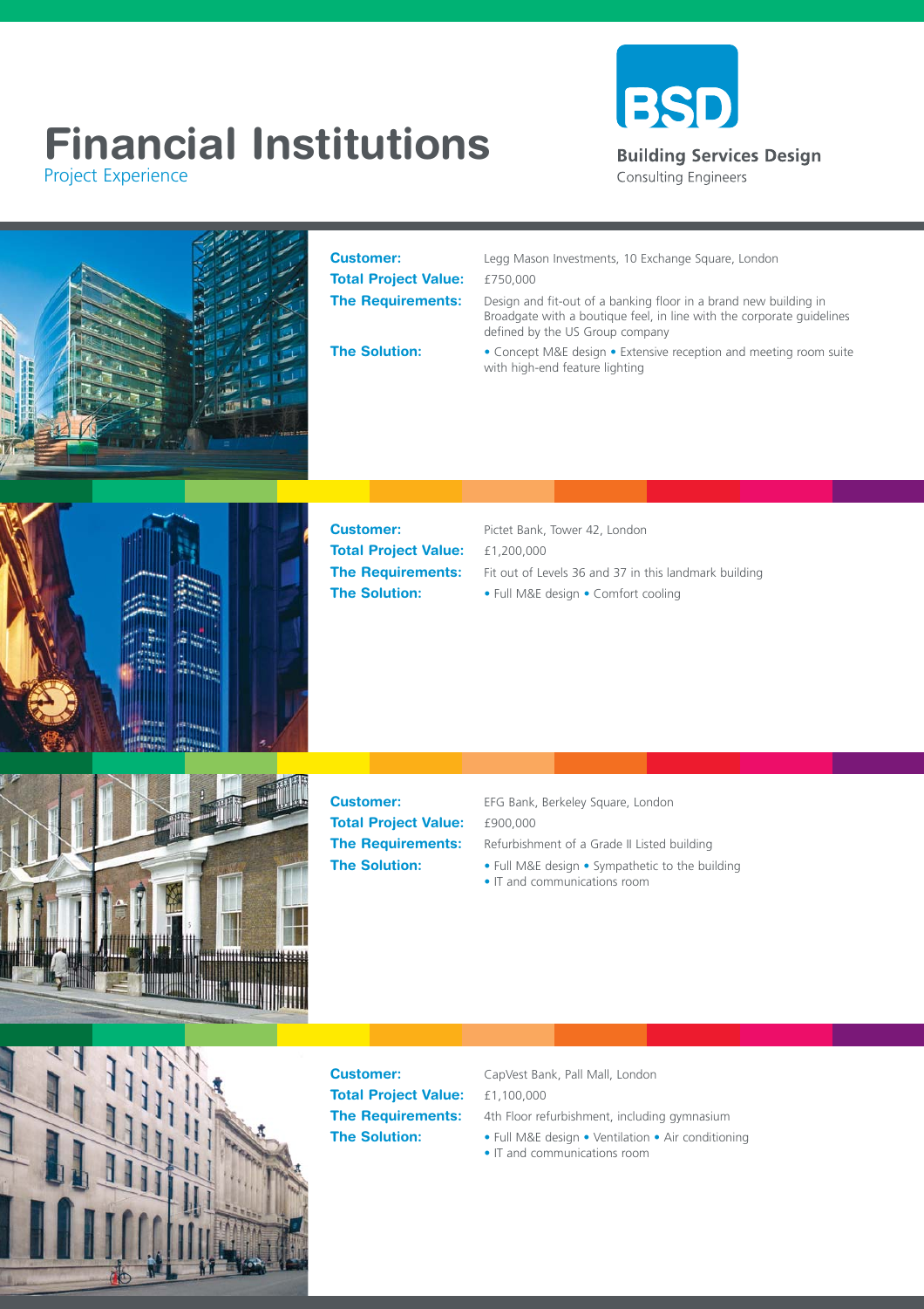# Financial Institutions

Project Experience

**Building Services Design**
Consulting Engineers

**Customer:** Legg Mason Investments, 10 Exchange Square, London

**Total Project Value:** £750,000

**The Requirements:** Design and fit-out of a banking floor in a brand new building in Broadgate with a boutique feel, in line with the corporate guidelines defined by the US Group company

**The Solution:**
- Concept M&E design
- Extensive reception and meeting room suite with high-end feature lighting

**Customer:** Pictet Bank, Tower 42, London

**Total Project Value:** £1,200,000

**The Requirements:** Fit out of Levels 36 and 37 in this landmark building

**The Solution:**
- Full M&E design
- Comfort cooling

**Customer:** EFG Bank, Berkeley Square, London

**Total Project Value:** £900,000

**The Requirements:** Refurbishment of a Grade II Listed building

**The Solution:**
- Full M&E design
- Sympathetic to the building
- IT and communications room

**Customer:** CapVest Bank, Pall Mall, London

**Total Project Value:** £1,100,000

**The Requirements:** 4th Floor refurbishment, including gymnasium

**The Solution:**
- Full M&E design
- Ventilation
- Air conditioning
- IT and communications room